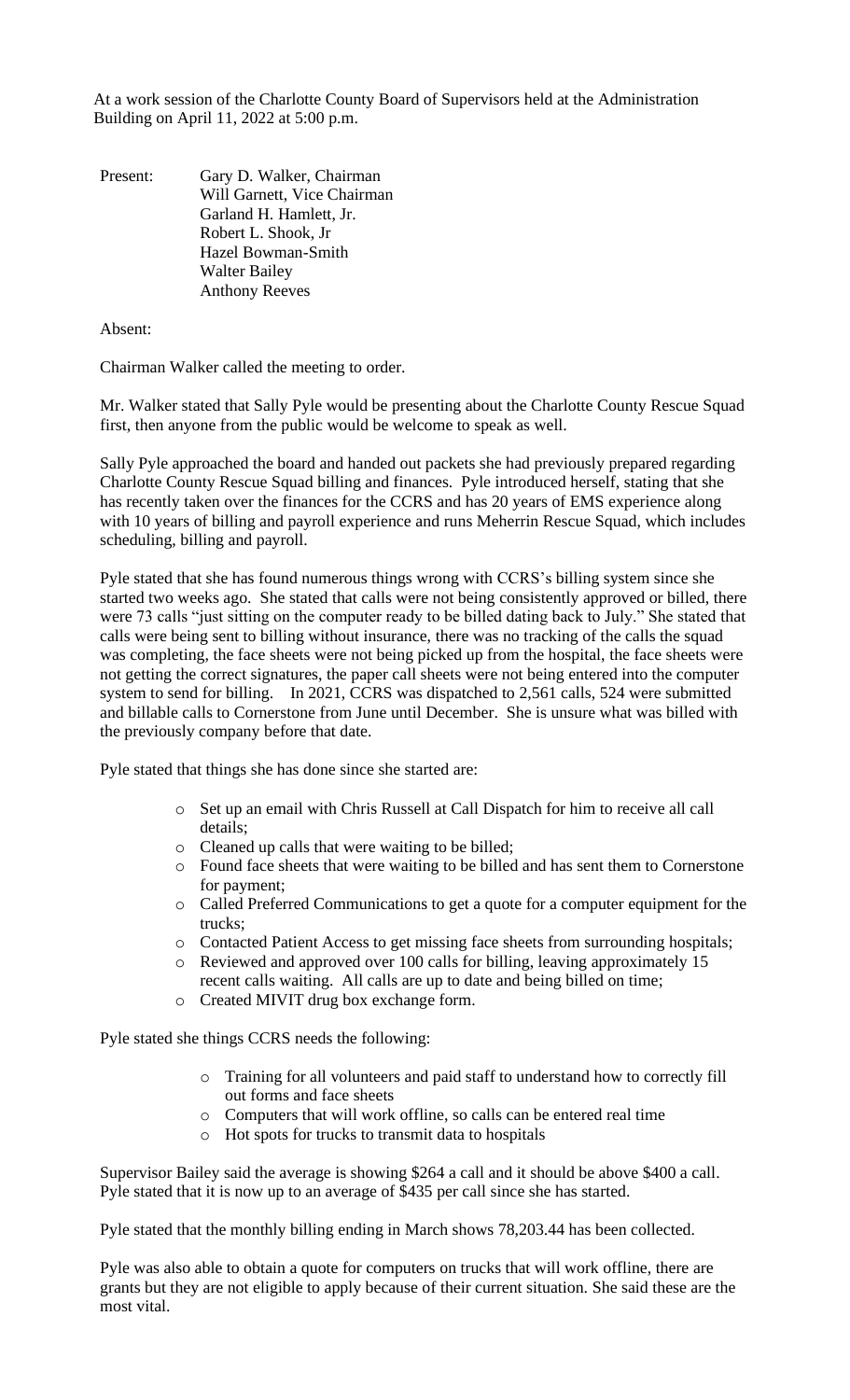At a work session of the Charlotte County Board of Supervisors held at the Administration Building on April 11, 2022 at 5:00 p.m.

Present: Gary D. Walker, Chairman
Will Garnett, Vice Chairman
Garland H. Hamlett, Jr.
Robert L. Shook, Jr
Hazel Bowman-Smith
Walter Bailey
Anthony Reeves

Absent:

Chairman Walker called the meeting to order.

Mr. Walker stated that Sally Pyle would be presenting about the Charlotte County Rescue Squad first, then anyone from the public would be welcome to speak as well.

Sally Pyle approached the board and handed out packets she had previously prepared regarding Charlotte County Rescue Squad billing and finances. Pyle introduced herself, stating that she has recently taken over the finances for the CCRS and has 20 years of EMS experience along with 10 years of billing and payroll experience and runs Meherrin Rescue Squad, which includes scheduling, billing and payroll.

Pyle stated that she has found numerous things wrong with CCRS's billing system since she started two weeks ago. She stated that calls were not being consistently approved or billed, there were 73 calls "just sitting on the computer ready to be billed dating back to July." She stated that calls were being sent to billing without insurance, there was no tracking of the calls the squad was completing, the face sheets were not being picked up from the hospital, the face sheets were not getting the correct signatures, the paper call sheets were not being entered into the computer system to send for billing. In 2021, CCRS was dispatched to 2,561 calls, 524 were submitted and billable calls to Cornerstone from June until December. She is unsure what was billed with the previously company before that date.

Pyle stated that things she has done since she started are:

- Set up an email with Chris Russell at Call Dispatch for him to receive all call details;
- Cleaned up calls that were waiting to be billed;
- Found face sheets that were waiting to be billed and has sent them to Cornerstone for payment;
- Called Preferred Communications to get a quote for a computer equipment for the trucks;
- Contacted Patient Access to get missing face sheets from surrounding hospitals;
- Reviewed and approved over 100 calls for billing, leaving approximately 15 recent calls waiting. All calls are up to date and being billed on time;
- Created MIVIT drug box exchange form.

Pyle stated she things CCRS needs the following:

- Training for all volunteers and paid staff to understand how to correctly fill out forms and face sheets
- Computers that will work offline, so calls can be entered real time
- Hot spots for trucks to transmit data to hospitals

Supervisor Bailey said the average is showing $264 a call and it should be above $400 a call. Pyle stated that it is now up to an average of $435 per call since she has started.

Pyle stated that the monthly billing ending in March shows 78,203.44 has been collected.

Pyle was also able to obtain a quote for computers on trucks that will work offline, there are grants but they are not eligible to apply because of their current situation. She said these are the most vital.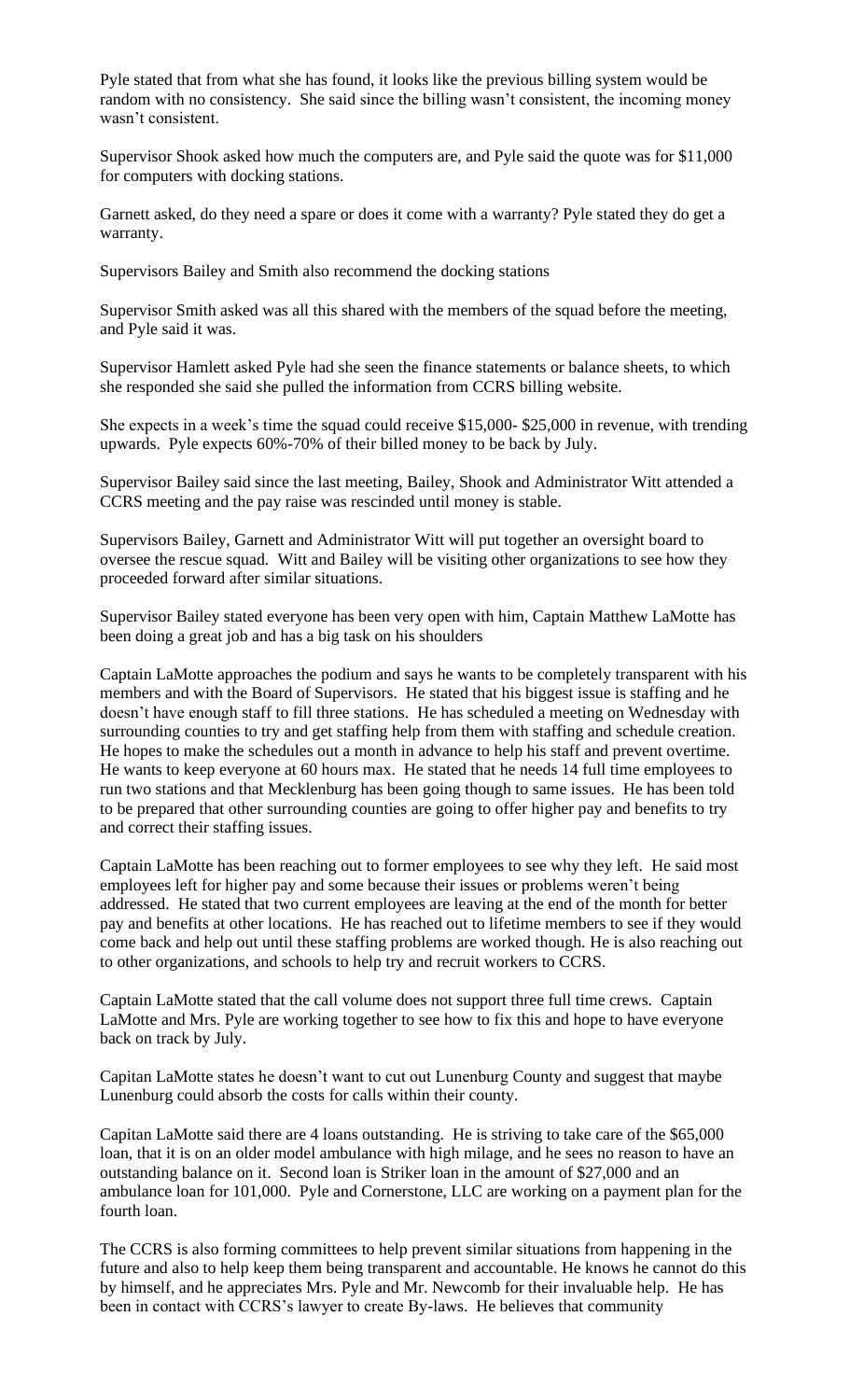Pyle stated that from what she has found, it looks like the previous billing system would be random with no consistency. She said since the billing wasn't consistent, the incoming money wasn't consistent.

Supervisor Shook asked how much the computers are, and Pyle said the quote was for $11,000 for computers with docking stations.

Garnett asked, do they need a spare or does it come with a warranty? Pyle stated they do get a warranty.

Supervisors Bailey and Smith also recommend the docking stations

Supervisor Smith asked was all this shared with the members of the squad before the meeting, and Pyle said it was.

Supervisor Hamlett asked Pyle had she seen the finance statements or balance sheets, to which she responded she said she pulled the information from CCRS billing website.

She expects in a week's time the squad could receive $15,000- $25,000 in revenue, with trending upwards. Pyle expects 60%-70% of their billed money to be back by July.

Supervisor Bailey said since the last meeting, Bailey, Shook and Administrator Witt attended a CCRS meeting and the pay raise was rescinded until money is stable.

Supervisors Bailey, Garnett and Administrator Witt will put together an oversight board to oversee the rescue squad. Witt and Bailey will be visiting other organizations to see how they proceeded forward after similar situations.

Supervisor Bailey stated everyone has been very open with him, Captain Matthew LaMotte has been doing a great job and has a big task on his shoulders

Captain LaMotte approaches the podium and says he wants to be completely transparent with his members and with the Board of Supervisors. He stated that his biggest issue is staffing and he doesn't have enough staff to fill three stations. He has scheduled a meeting on Wednesday with surrounding counties to try and get staffing help from them with staffing and schedule creation. He hopes to make the schedules out a month in advance to help his staff and prevent overtime. He wants to keep everyone at 60 hours max. He stated that he needs 14 full time employees to run two stations and that Mecklenburg has been going though to same issues. He has been told to be prepared that other surrounding counties are going to offer higher pay and benefits to try and correct their staffing issues.

Captain LaMotte has been reaching out to former employees to see why they left. He said most employees left for higher pay and some because their issues or problems weren't being addressed. He stated that two current employees are leaving at the end of the month for better pay and benefits at other locations. He has reached out to lifetime members to see if they would come back and help out until these staffing problems are worked though. He is also reaching out to other organizations, and schools to help try and recruit workers to CCRS.

Captain LaMotte stated that the call volume does not support three full time crews. Captain LaMotte and Mrs. Pyle are working together to see how to fix this and hope to have everyone back on track by July.

Capitan LaMotte states he doesn't want to cut out Lunenburg County and suggest that maybe Lunenburg could absorb the costs for calls within their county.

Capitan LaMotte said there are 4 loans outstanding. He is striving to take care of the $65,000 loan, that it is on an older model ambulance with high milage, and he sees no reason to have an outstanding balance on it. Second loan is Striker loan in the amount of $27,000 and an ambulance loan for 101,000. Pyle and Cornerstone, LLC are working on a payment plan for the fourth loan.

The CCRS is also forming committees to help prevent similar situations from happening in the future and also to help keep them being transparent and accountable. He knows he cannot do this by himself, and he appreciates Mrs. Pyle and Mr. Newcomb for their invaluable help. He has been in contact with CCRS's lawyer to create By-laws. He believes that community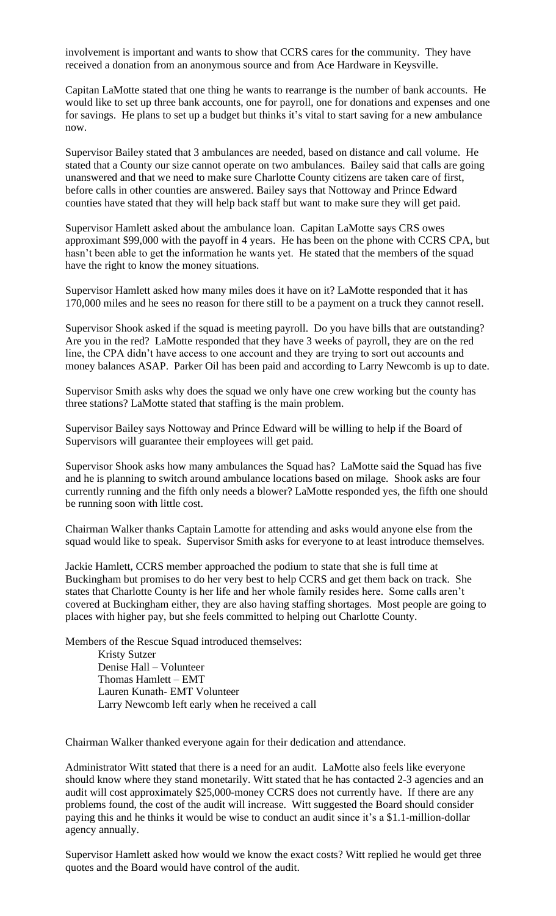involvement is important and wants to show that CCRS cares for the community. They have received a donation from an anonymous source and from Ace Hardware in Keysville.

Capitan LaMotte stated that one thing he wants to rearrange is the number of bank accounts. He would like to set up three bank accounts, one for payroll, one for donations and expenses and one for savings. He plans to set up a budget but thinks it's vital to start saving for a new ambulance now.

Supervisor Bailey stated that 3 ambulances are needed, based on distance and call volume. He stated that a County our size cannot operate on two ambulances. Bailey said that calls are going unanswered and that we need to make sure Charlotte County citizens are taken care of first, before calls in other counties are answered. Bailey says that Nottoway and Prince Edward counties have stated that they will help back staff but want to make sure they will get paid.

Supervisor Hamlett asked about the ambulance loan. Capitan LaMotte says CRS owes approximant $99,000 with the payoff in 4 years. He has been on the phone with CCRS CPA, but hasn't been able to get the information he wants yet. He stated that the members of the squad have the right to know the money situations.

Supervisor Hamlett asked how many miles does it have on it? LaMotte responded that it has 170,000 miles and he sees no reason for there still to be a payment on a truck they cannot resell.

Supervisor Shook asked if the squad is meeting payroll. Do you have bills that are outstanding? Are you in the red? LaMotte responded that they have 3 weeks of payroll, they are on the red line, the CPA didn't have access to one account and they are trying to sort out accounts and money balances ASAP. Parker Oil has been paid and according to Larry Newcomb is up to date.

Supervisor Smith asks why does the squad we only have one crew working but the county has three stations? LaMotte stated that staffing is the main problem.

Supervisor Bailey says Nottoway and Prince Edward will be willing to help if the Board of Supervisors will guarantee their employees will get paid.

Supervisor Shook asks how many ambulances the Squad has? LaMotte said the Squad has five and he is planning to switch around ambulance locations based on milage. Shook asks are four currently running and the fifth only needs a blower? LaMotte responded yes, the fifth one should be running soon with little cost.

Chairman Walker thanks Captain Lamotte for attending and asks would anyone else from the squad would like to speak. Supervisor Smith asks for everyone to at least introduce themselves.

Jackie Hamlett, CCRS member approached the podium to state that she is full time at Buckingham but promises to do her very best to help CCRS and get them back on track. She states that Charlotte County is her life and her whole family resides here. Some calls aren't covered at Buckingham either, they are also having staffing shortages. Most people are going to places with higher pay, but she feels committed to helping out Charlotte County.

Members of the Rescue Squad introduced themselves:

Kristy Sutzer
Denise Hall – Volunteer
Thomas Hamlett – EMT
Lauren Kunath- EMT Volunteer
Larry Newcomb left early when he received a call

Chairman Walker thanked everyone again for their dedication and attendance.

Administrator Witt stated that there is a need for an audit. LaMotte also feels like everyone should know where they stand monetarily. Witt stated that he has contacted 2-3 agencies and an audit will cost approximately $25,000-money CCRS does not currently have. If there are any problems found, the cost of the audit will increase. Witt suggested the Board should consider paying this and he thinks it would be wise to conduct an audit since it's a $1.1-million-dollar agency annually.

Supervisor Hamlett asked how would we know the exact costs? Witt replied he would get three quotes and the Board would have control of the audit.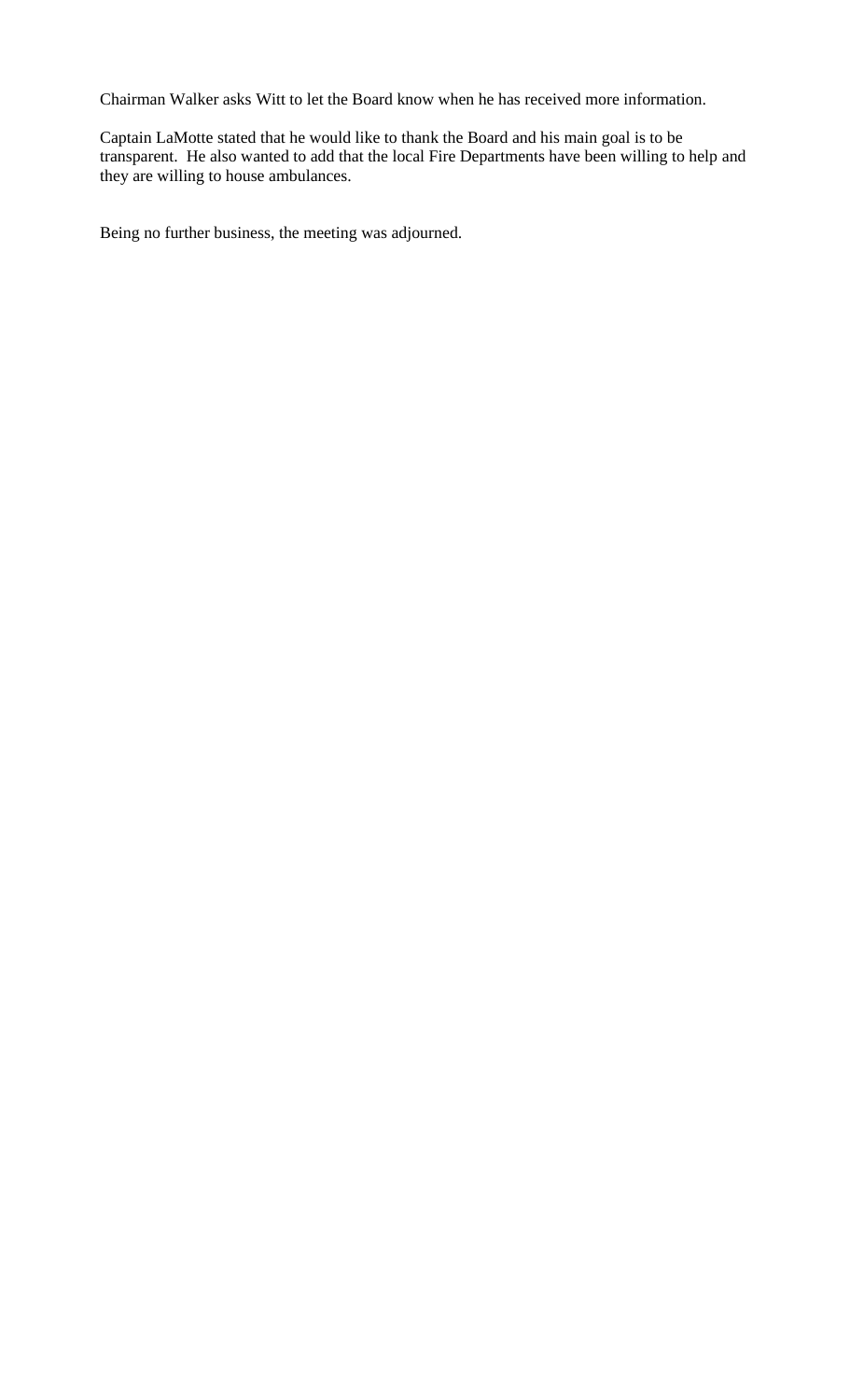Chairman Walker asks Witt to let the Board know when he has received more information.

Captain LaMotte stated that he would like to thank the Board and his main goal is to be transparent. He also wanted to add that the local Fire Departments have been willing to help and they are willing to house ambulances.

Being no further business, the meeting was adjourned.